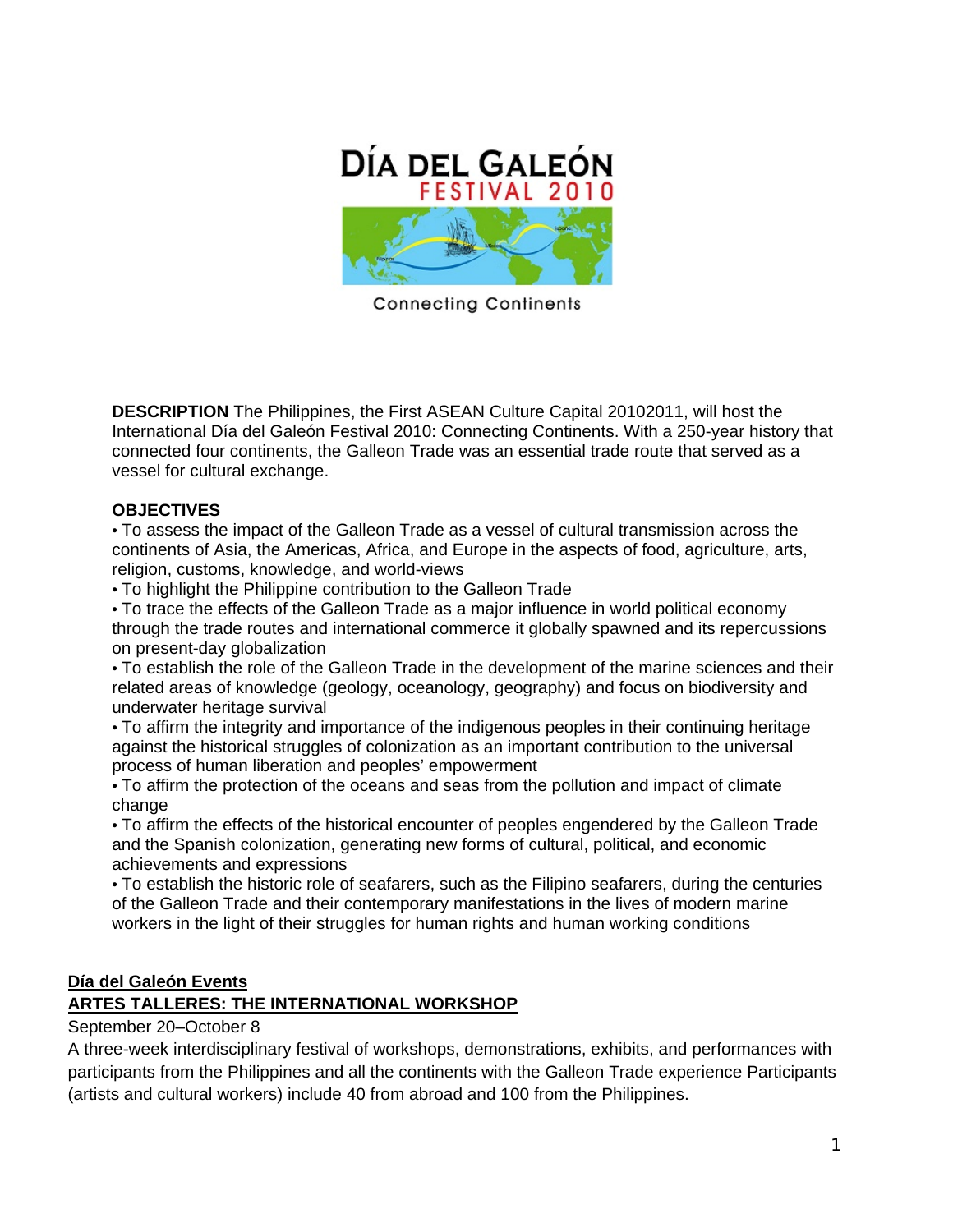# DÍA DEL GALEÓN

## FESTIVAL 2010

Connecting Continents

**DESCRIPTION** The Philippines, the First ASEAN Culture Capital 20102011, will host the International Día del Galeón Festival 2010: Connecting Continents. With a 250-year history that connected four continents, the Galleon Trade was an essential trade route that served as a vessel for cultural exchange.

**OBJECTIVES**

- To assess the impact of the Galleon Trade as a vessel of cultural transmission across the continents of Asia, the Americas, Africa, and Europe in the aspects of food, agriculture, arts, religion, customs, knowledge, and world-views
- To highlight the Philippine contribution to the Galleon Trade
- To trace the effects of the Galleon Trade as a major influence in world political economy through the trade routes and international commerce it globally spawned and its repercussions on present-day globalization
- To establish the role of the Galleon Trade in the development of the marine sciences and their related areas of knowledge (geology, oceanology, geography) and focus on biodiversity and underwater heritage survival
- To affirm the integrity and importance of the indigenous peoples in their continuing heritage against the historical struggles of colonization as an important contribution to the universal process of human liberation and peoples' empowerment
- To affirm the protection of the oceans and seas from the pollution and impact of climate change
- To affirm the effects of the historical encounter of peoples engendered by the Galleon Trade and the Spanish colonization, generating new forms of cultural, political, and economic achievements and expressions
- To establish the historic role of seafarers, such as the Filipino seafarers, during the centuries of the Galleon Trade and their contemporary manifestations in the lives of modern marine workers in the light of their struggles for human rights and human working conditions

## Día del Galeón Events

### ARTES TALLERES: THE INTERNATIONAL WORKSHOP

September 20–October 8

A three-week interdisciplinary festival of workshops, demonstrations, exhibits, and performances with participants from the Philippines and all the continents with the Galleon Trade experience Participants (artists and cultural workers) include 40 from abroad and 100 from the Philippines.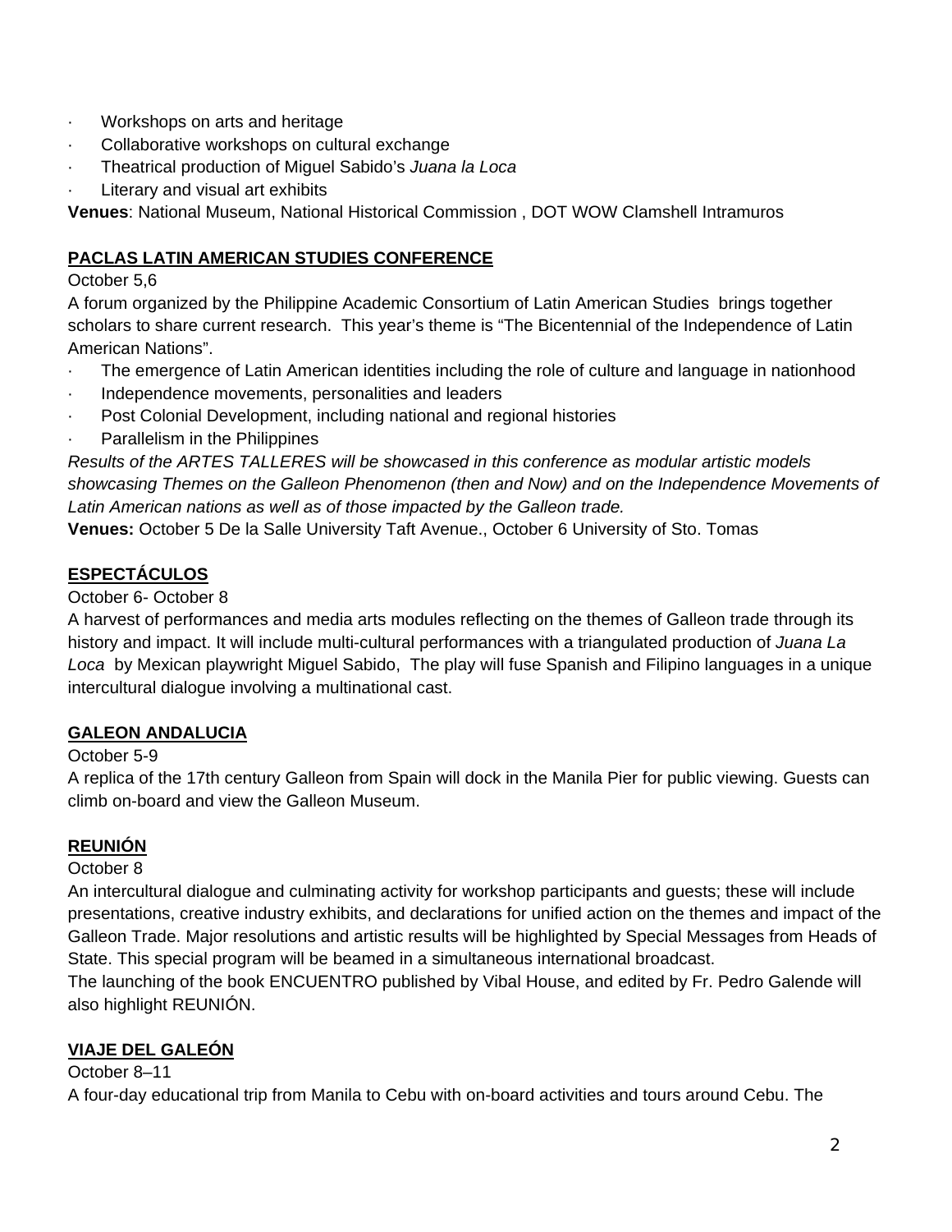- Workshops on arts and heritage
- Collaborative workshops on cultural exchange
- Theatrical production of Miguel Sabido's *Juana la Loca*
- Literary and visual art exhibits

**Venues**: National Museum, National Historical Commission , DOT WOW Clamshell Intramuros

## PACLAS LATIN AMERICAN STUDIES CONFERENCE

October 5,6

A forum organized by the Philippine Academic Consortium of Latin American Studies brings together scholars to share current research. This year's theme is "The Bicentennial of the Independence of Latin American Nations".

- The emergence of Latin American identities including the role of culture and language in nationhood
- Independence movements, personalities and leaders
- Post Colonial Development, including national and regional histories
- Parallelism in the Philippines

*Results of the ARTES TALLERES will be showcased in this conference as modular artistic models showcasing Themes on the Galleon Phenomenon (then and Now) and on the Independence Movements of Latin American nations as well as of those impacted by the Galleon trade.*

**Venues:** October 5 De la Salle University Taft Avenue., October 6 University of Sto. Tomas

## ESPECTÁCULOS

October 6- October 8

A harvest of performances and media arts modules reflecting on the themes of Galleon trade through its history and impact. It will include multi-cultural performances with a triangulated production of *Juana La Loca* by Mexican playwright Miguel Sabido, The play will fuse Spanish and Filipino languages in a unique intercultural dialogue involving a multinational cast.

## GALEON ANDALUCIA

October 5-9

A replica of the 17th century Galleon from Spain will dock in the Manila Pier for public viewing. Guests can climb on-board and view the Galleon Museum.

## REUNIÓN

October 8

An intercultural dialogue and culminating activity for workshop participants and guests; these will include presentations, creative industry exhibits, and declarations for unified action on the themes and impact of the Galleon Trade. Major resolutions and artistic results will be highlighted by Special Messages from Heads of State. This special program will be beamed in a simultaneous international broadcast.

The launching of the book ENCUENTRO published by Vibal House, and edited by Fr. Pedro Galende will also highlight REUNIÓN.

## VIAJE DEL GALEÓN

October 8–11

A four-day educational trip from Manila to Cebu with on-board activities and tours around Cebu. The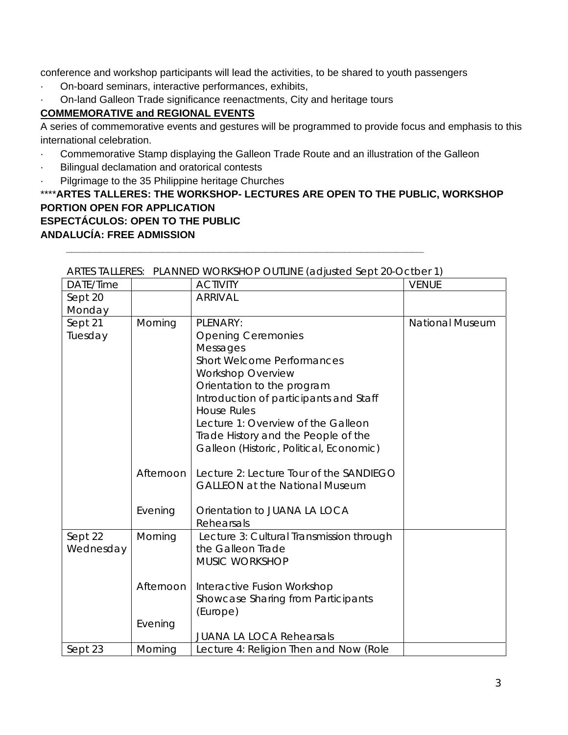conference and workshop participants will lead the activities, to be shared to youth passengers

- On-board seminars, interactive performances, exhibits,
- On-land Galleon Trade significance reenactments, City and heritage tours

**COMMEMORATIVE and REGIONAL EVENTS**

A series of commemorative events and gestures will be programmed to provide focus and emphasis to this international celebration.

- Commemorative Stamp displaying the Galleon Trade Route and an illustration of the Galleon
- Bilingual declamation and oratorical contests
- Pilgrimage to the 35 Philippine heritage Churches

\*\*\*\***ARTES TALLERES: THE WORKSHOP- LECTURES ARE OPEN TO THE PUBLIC, WORKSHOP PORTION OPEN FOR APPLICATION**
**ESPECTÁCULOS: OPEN TO THE PUBLIC**
**ANDALUCÍA: FREE ADMISSION**

---

ARTES TALLERES: PLANNED WORKSHOP OUTLINE (adjusted Sept 20-Octber 1)

| DATE/Time | | ACTIVITY | VENUE |
|---|---|---|---|
| Sept 20 Monday | | ARRIVAL | |
| Sept 21 Tuesday | Morning | PLENARY:<br>Opening Ceremonies<br>Messages<br>Short Welcome Performances<br>Workshop Overview<br>Orientation to the program<br>Introduction of participants and Staff<br>House Rules<br>Lecture 1: Overview of the Galleon Trade History and the People of the Galleon (Historic, Political, Economic) | National Museum |
| | Afternoon | Lecture 2: Lecture Tour of the SANDIEGO GALLEON at the National Museum | |
| | Evening | Orientation to JUANA LA LOCA Rehearsals | |
| Sept 22 Wednesday | Morning | Lecture 3: Cultural Transmission through the Galleon Trade<br>MUSIC WORKSHOP | |
| | Afternoon | Interactive Fusion Workshop<br>Showcase Sharing from Participants (Europe) | |
| | Evening | JUANA LA LOCA Rehearsals | |
| Sept 23 | Morning | Lecture 4: Religion Then and Now (Role | |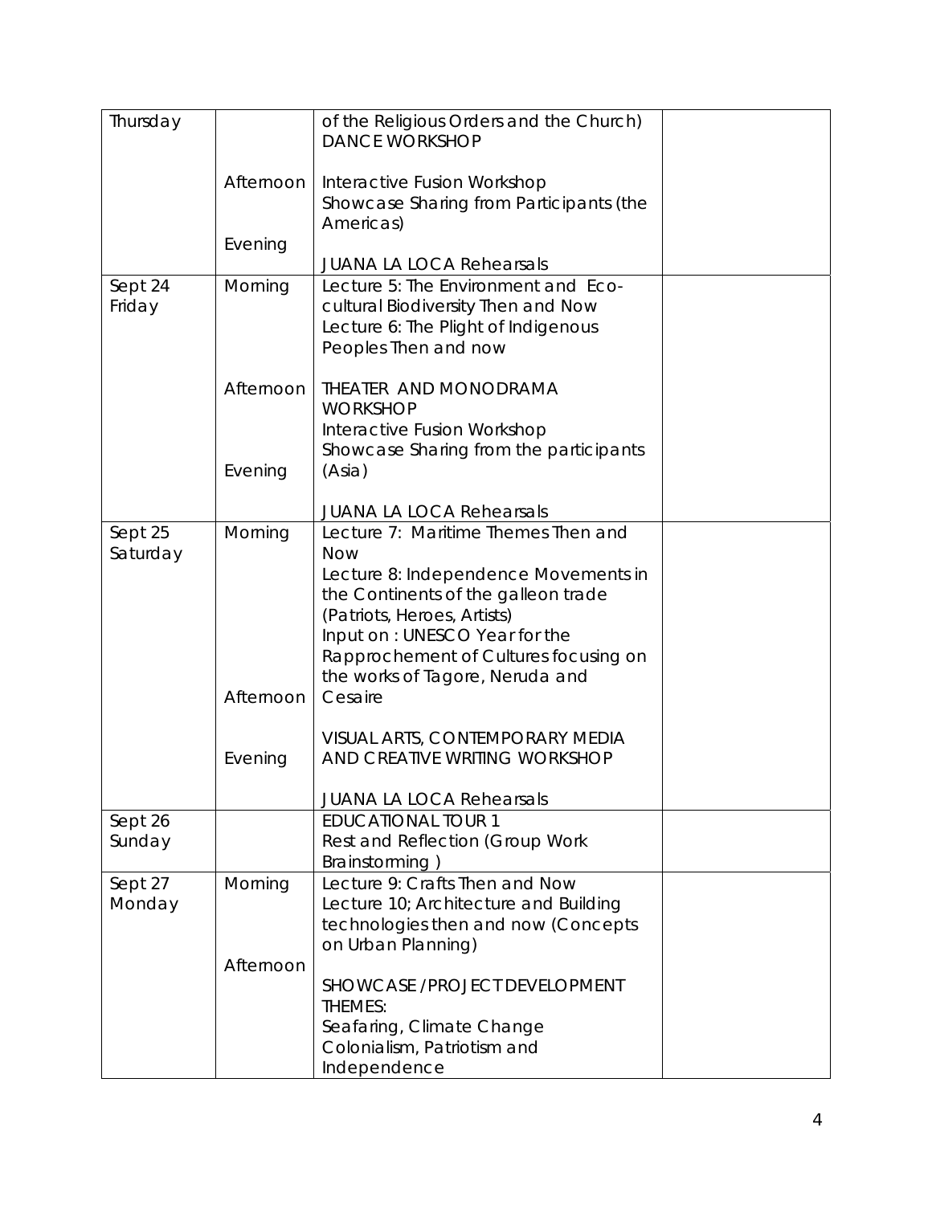| Thursday | | of the Religious Orders and the Church) DANCE WORKSHOP | |
|---|---|---|---|
| | Afternoon | Interactive Fusion Workshop<br>Showcase Sharing from Participants (the Americas) | |
| | Evening | JUANA LA LOCA Rehearsals | |
| Sept 24 Friday | Morning | Lecture 5: The Environment and Eco-cultural Biodiversity Then and Now<br>Lecture 6: The Plight of Indigenous Peoples Then and now | |
| | Afternoon | THEATER AND MONODRAMA WORKSHOP<br>Interactive Fusion Workshop<br>Showcase Sharing from the participants (Asia) | |
| | Evening | JUANA LA LOCA Rehearsals | |
| Sept 25 Saturday | Morning | Lecture 7: Maritime Themes Then and Now<br>Lecture 8: Independence Movements in the Continents of the galleon trade (Patriots, Heroes, Artists)<br>Input on : UNESCO Year for the Rapprochement of Cultures focusing on the works of Tagore, Neruda and Cesaire | |
| | Afternoon | VISUAL ARTS, CONTEMPORARY MEDIA AND CREATIVE WRITING WORKSHOP | |
| | Evening | JUANA LA LOCA Rehearsals | |
| Sept 26 Sunday | | EDUCATIONAL TOUR 1<br>Rest and Reflection (Group Work Brainstorming ) | |
| Sept 27 Monday | Morning | Lecture 9: Crafts Then and Now<br>Lecture 10; Architecture and Building technologies then and now (Concepts on Urban Planning) | |
| | Afternoon | SHOWCASE /PROJECT DEVELOPMENT THEMES:<br>Seafaring, Climate Change<br>Colonialism, Patriotism and Independence | |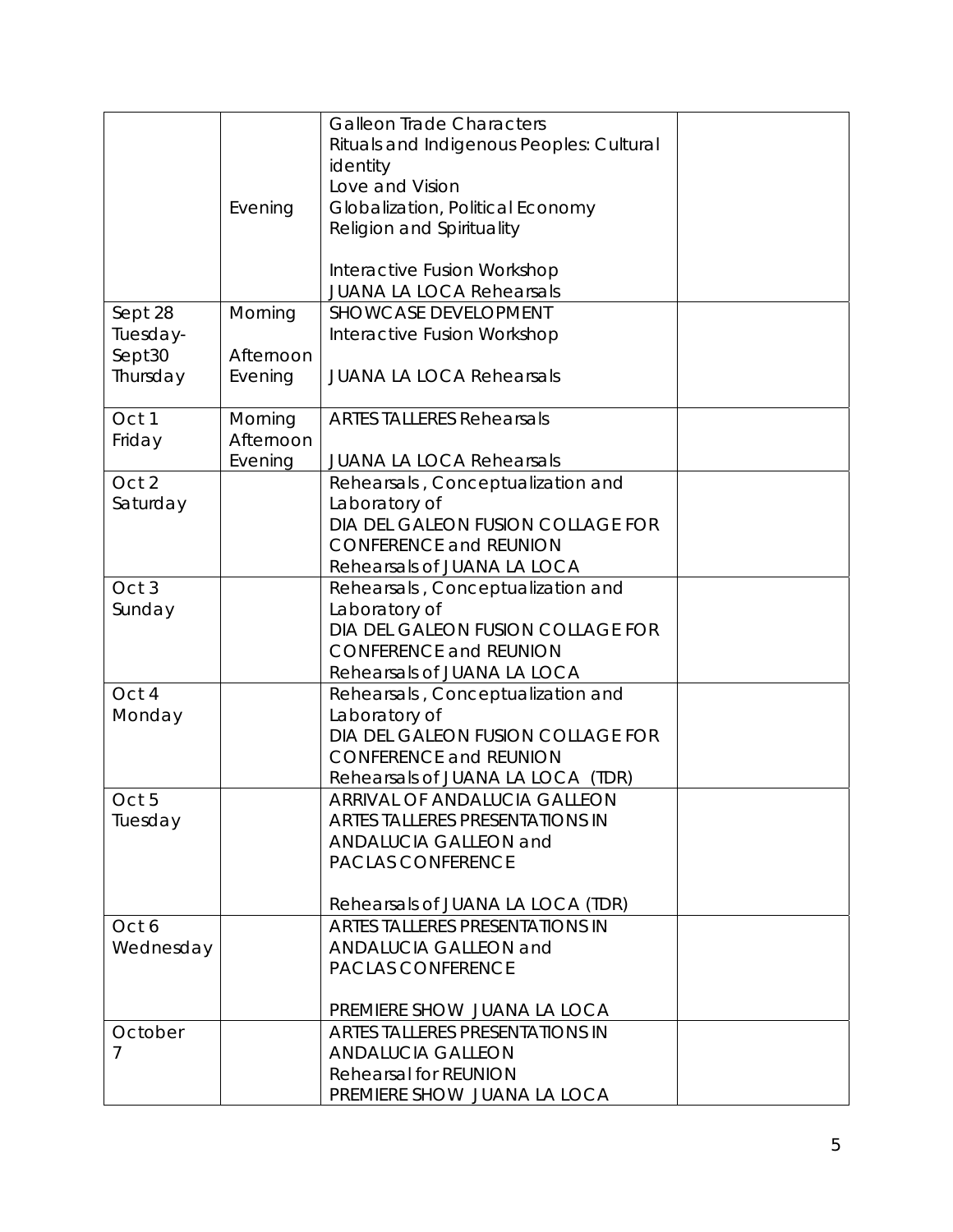| | | | |
|---|---|---|---|
| | Evening | Galleon Trade Characters<br>Rituals and Indigenous Peoples: Cultural identity<br>Love and Vision<br>Globalization, Political Economy<br>Religion and Spirituality<br><br>Interactive Fusion Workshop<br>JUANA LA LOCA Rehearsals | |
| Sept 28 Tuesday-Sept30 Thursday | Morning<br><br>Afternoon<br>Evening | SHOWCASE DEVELOPMENT<br>Interactive Fusion Workshop<br><br>JUANA LA LOCA Rehearsals | |
| Oct 1 Friday | Morning<br>Afternoon<br>Evening | ARTES TALLERES Rehearsals<br><br>JUANA LA LOCA Rehearsals | |
| Oct 2 Saturday | | Rehearsals , Conceptualization and Laboratory of<br>DIA DEL GALEON FUSION COLLAGE FOR CONFERENCE and REUNION<br>Rehearsals of JUANA LA LOCA | |
| Oct 3 Sunday | | Rehearsals , Conceptualization and Laboratory of<br>DIA DEL GALEON FUSION COLLAGE FOR CONFERENCE and REUNION<br>Rehearsals of JUANA LA LOCA | |
| Oct 4 Monday | | Rehearsals , Conceptualization and Laboratory of<br>DIA DEL GALEON FUSION COLLAGE FOR CONFERENCE and REUNION<br>Rehearsals of JUANA LA LOCA (TDR) | |
| Oct 5 Tuesday | | ARRIVAL OF ANDALUCIA GALLEON<br>ARTES TALLERES PRESENTATIONS IN ANDALUCIA GALLEON and<br>PACLAS CONFERENCE<br><br>Rehearsals of JUANA LA LOCA (TDR) | |
| Oct 6 Wednesday | | ARTES TALLERES PRESENTATIONS IN ANDALUCIA GALLEON and<br>PACLAS CONFERENCE<br><br>PREMIERE SHOW JUANA LA LOCA | |
| October 7 | | ARTES TALLERES PRESENTATIONS IN ANDALUCIA GALLEON<br>Rehearsal for REUNION<br>PREMIERE SHOW JUANA LA LOCA | |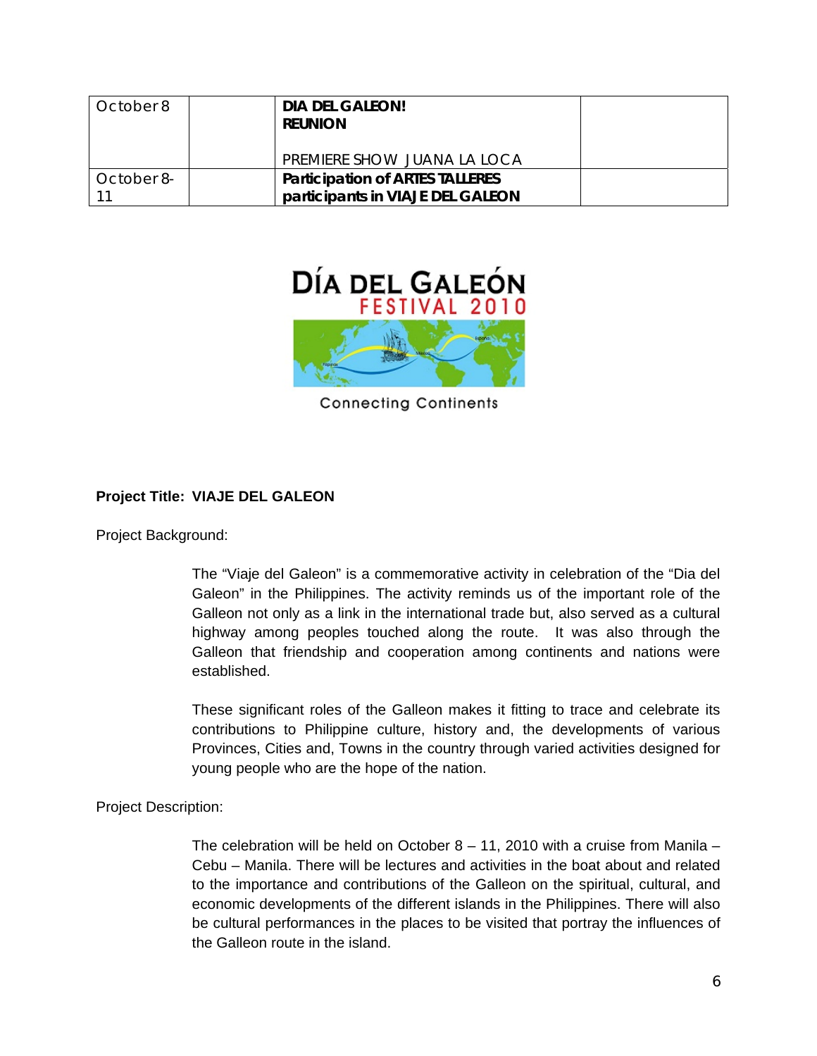| October 8 | | **DIA DEL GALEON!**<br>**REUNION**<br><br>PREMIERE SHOW JUANA LA LOCA | |
|---|---|---|---|
| October 8-11 | | **Participation of ARTES TALLERES participants in VIAJE DEL GALEON** | |

DÍA DEL GALEÓN
FESTIVAL 2010

Connecting Continents

**Project Title: VIAJE DEL GALEON**

Project Background:

The "Viaje del Galeon" is a commemorative activity in celebration of the "Dia del Galeon" in the Philippines. The activity reminds us of the important role of the Galleon not only as a link in the international trade but, also served as a cultural highway among peoples touched along the route. It was also through the Galleon that friendship and cooperation among continents and nations were established.

These significant roles of the Galleon makes it fitting to trace and celebrate its contributions to Philippine culture, history and, the developments of various Provinces, Cities and, Towns in the country through varied activities designed for young people who are the hope of the nation.

Project Description:

The celebration will be held on October 8 – 11, 2010 with a cruise from Manila – Cebu – Manila. There will be lectures and activities in the boat about and related to the importance and contributions of the Galleon on the spiritual, cultural, and economic developments of the different islands in the Philippines. There will also be cultural performances in the places to be visited that portray the influences of the Galleon route in the island.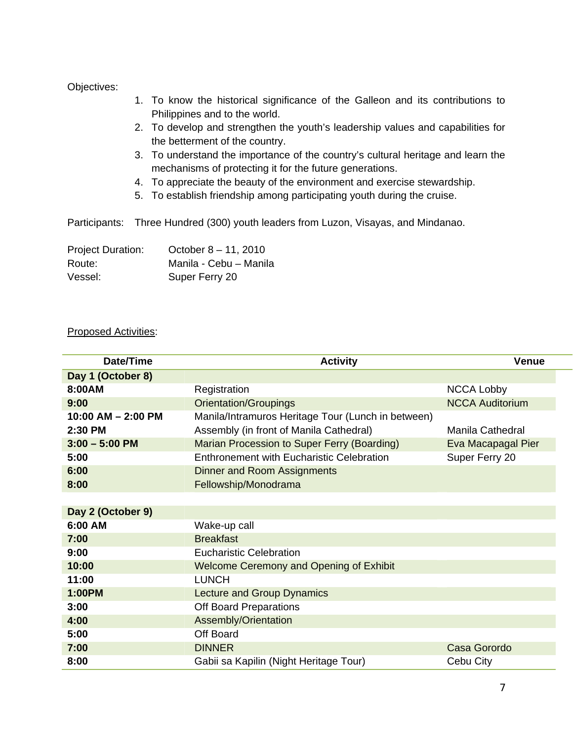Objectives:

1. To know the historical significance of the Galleon and its contributions to Philippines and to the world.
2. To develop and strengthen the youth's leadership values and capabilities for the betterment of the country.
3. To understand the importance of the country's cultural heritage and learn the mechanisms of protecting it for the future generations.
4. To appreciate the beauty of the environment and exercise stewardship.
5. To establish friendship among participating youth during the cruise.

Participants: Three Hundred (300) youth leaders from Luzon, Visayas, and Mindanao.

Project Duration: October 8 – 11, 2010
Route: Manila - Cebu – Manila
Vessel: Super Ferry 20

Proposed Activities:

| Date/Time | Activity | Venue |
|---|---|---|
| **Day 1 (October 8)** | | |
| **8:00AM** | Registration | NCCA Lobby |
| **9:00** | Orientation/Groupings | NCCA Auditorium |
| **10:00 AM – 2:00 PM** | Manila/Intramuros Heritage Tour (Lunch in between) | |
| **2:30 PM** | Assembly (in front of Manila Cathedral) | Manila Cathedral |
| **3:00 – 5:00 PM** | Marian Procession to Super Ferry (Boarding) | Eva Macapagal Pier |
| **5:00** | Enthronement with Eucharistic Celebration | Super Ferry 20 |
| **6:00** | Dinner and Room Assignments | |
| **8:00** | Fellowship/Monodrama | |
| | | |
| **Day 2 (October 9)** | | |
| **6:00 AM** | Wake-up call | |
| **7:00** | Breakfast | |
| **9:00** | Eucharistic Celebration | |
| **10:00** | Welcome Ceremony and Opening of Exhibit | |
| **11:00** | LUNCH | |
| **1:00PM** | Lecture and Group Dynamics | |
| **3:00** | Off Board Preparations | |
| **4:00** | Assembly/Orientation | |
| **5:00** | Off Board | |
| **7:00** | DINNER | Casa Gorordo |
| **8:00** | Gabii sa Kapilin (Night Heritage Tour) | Cebu City |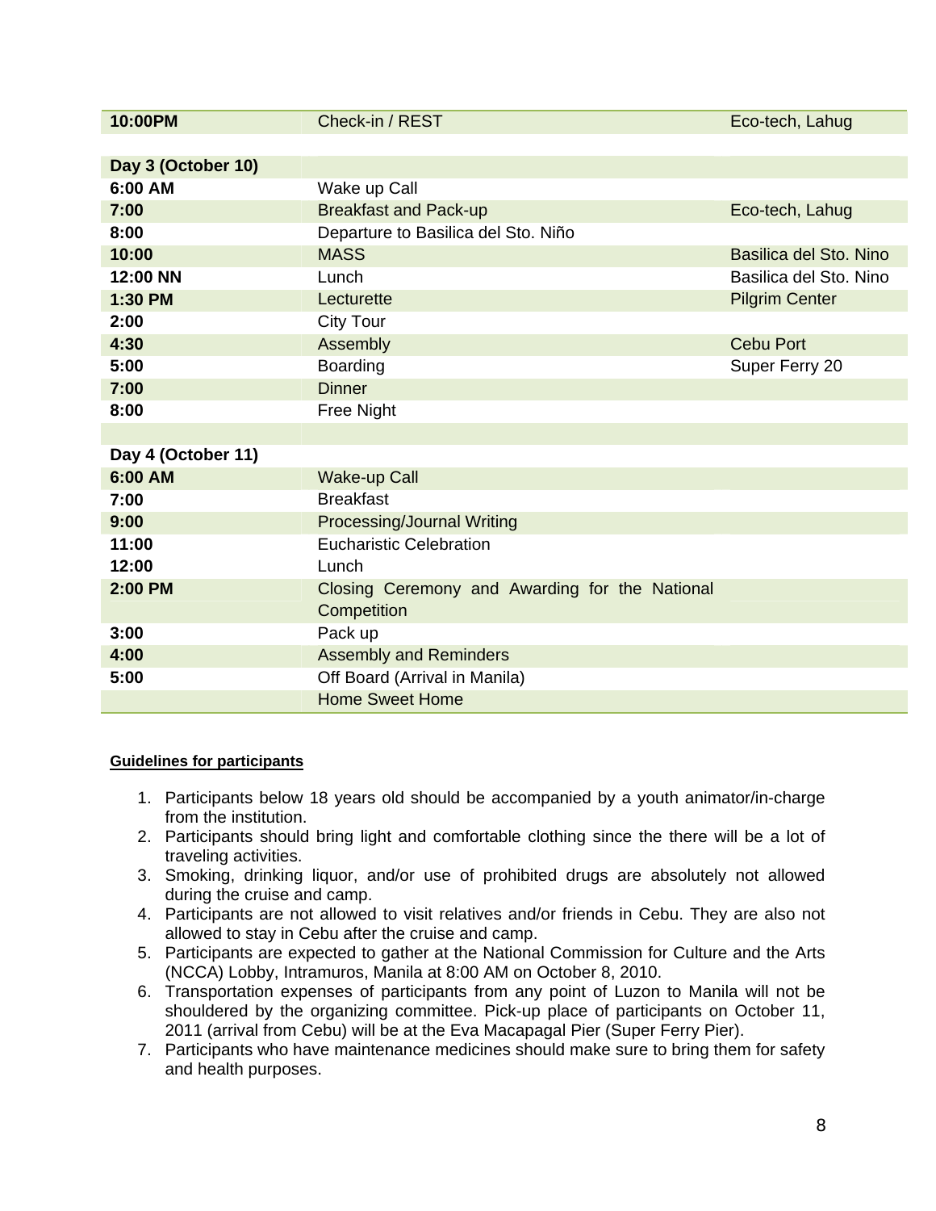| | | |
|---|---|---|
| **10:00PM** | Check-in / REST | Eco-tech, Lahug |
| | | |
| **Day 3 (October 10)** | | |
| **6:00 AM** | Wake up Call | |
| **7:00** | Breakfast and Pack-up | Eco-tech, Lahug |
| **8:00** | Departure to Basilica del Sto. Niño | |
| **10:00** | MASS | Basilica del Sto. Nino |
| **12:00 NN** | Lunch | Basilica del Sto. Nino |
| **1:30 PM** | Lecturette | Pilgrim Center |
| **2:00** | City Tour | |
| **4:30** | Assembly | Cebu Port |
| **5:00** | Boarding | Super Ferry 20 |
| **7:00** | Dinner | |
| **8:00** | Free Night | |
| | | |
| **Day 4 (October 11)** | | |
| **6:00 AM** | Wake-up Call | |
| **7:00** | Breakfast | |
| **9:00** | Processing/Journal Writing | |
| **11:00** | Eucharistic Celebration | |
| **12:00** | Lunch | |
| **2:00 PM** | Closing Ceremony and Awarding for the National Competition | |
| **3:00** | Pack up | |
| **4:00** | Assembly and Reminders | |
| **5:00** | Off Board (Arrival in Manila) | |
| | Home Sweet Home | |

**Guidelines for participants**

1. Participants below 18 years old should be accompanied by a youth animator/in-charge from the institution.
2. Participants should bring light and comfortable clothing since the there will be a lot of traveling activities.
3. Smoking, drinking liquor, and/or use of prohibited drugs are absolutely not allowed during the cruise and camp.
4. Participants are not allowed to visit relatives and/or friends in Cebu. They are also not allowed to stay in Cebu after the cruise and camp.
5. Participants are expected to gather at the National Commission for Culture and the Arts (NCCA) Lobby, Intramuros, Manila at 8:00 AM on October 8, 2010.
6. Transportation expenses of participants from any point of Luzon to Manila will not be shouldered by the organizing committee. Pick-up place of participants on October 11, 2011 (arrival from Cebu) will be at the Eva Macapagal Pier (Super Ferry Pier).
7. Participants who have maintenance medicines should make sure to bring them for safety and health purposes.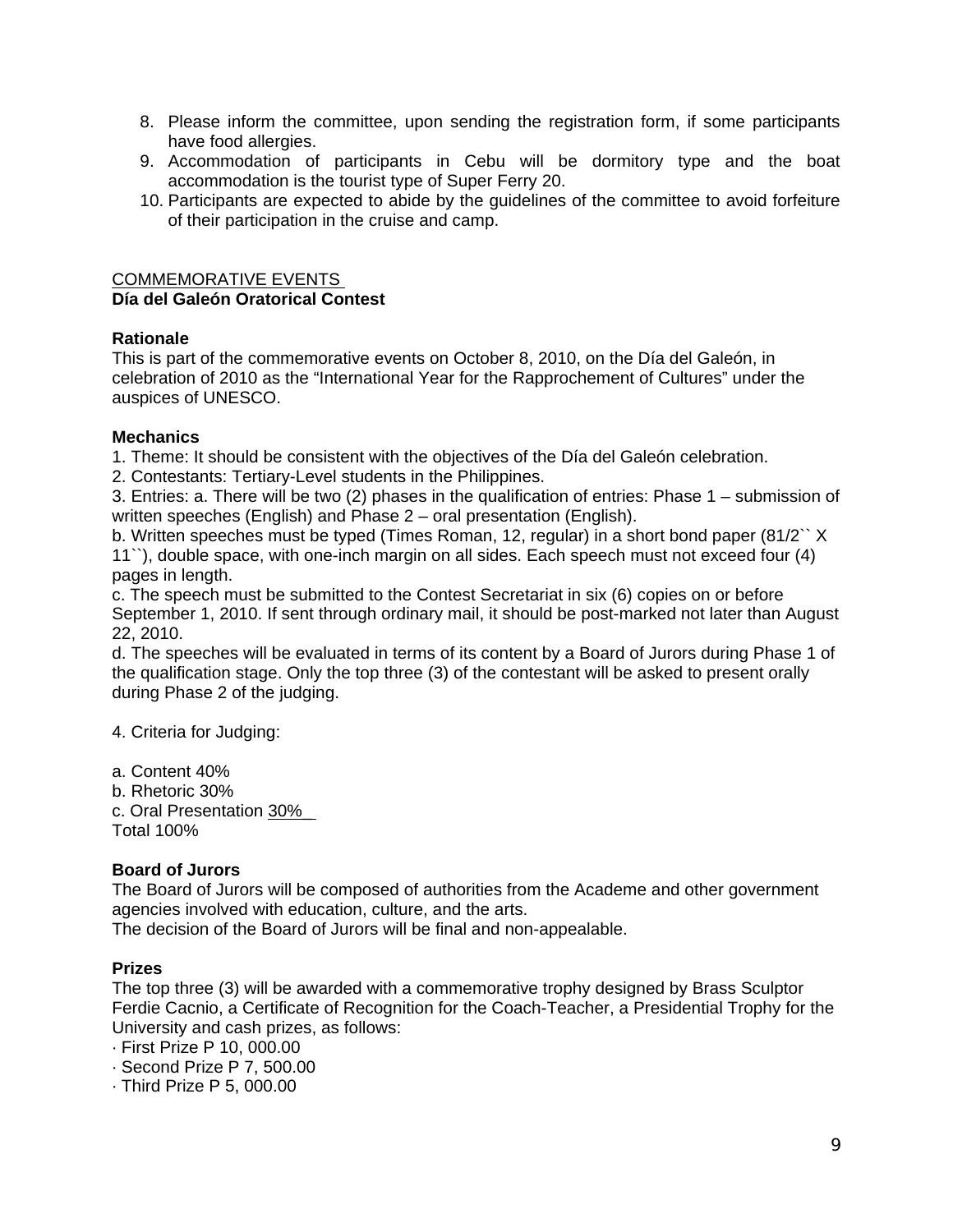8. Please inform the committee, upon sending the registration form, if some participants have food allergies.
9. Accommodation of participants in Cebu will be dormitory type and the boat accommodation is the tourist type of Super Ferry 20.
10. Participants are expected to abide by the guidelines of the committee to avoid forfeiture of their participation in the cruise and camp.

COMMEMORATIVE EVENTS

**Día del Galeón Oratorical Contest**

**Rationale**

This is part of the commemorative events on October 8, 2010, on the Día del Galeón, in celebration of 2010 as the "International Year for the Rapprochement of Cultures" under the auspices of UNESCO.

**Mechanics**

1. Theme: It should be consistent with the objectives of the Día del Galeón celebration.
2. Contestants: Tertiary-Level students in the Philippines.
3. Entries: a. There will be two (2) phases in the qualification of entries: Phase 1 – submission of written speeches (English) and Phase 2 – oral presentation (English).
b. Written speeches must be typed (Times Roman, 12, regular) in a short bond paper (81/2`` X 11``), double space, with one-inch margin on all sides. Each speech must not exceed four (4) pages in length.
c. The speech must be submitted to the Contest Secretariat in six (6) copies on or before September 1, 2010. If sent through ordinary mail, it should be post-marked not later than August 22, 2010.
d. The speeches will be evaluated in terms of its content by a Board of Jurors during Phase 1 of the qualification stage. Only the top three (3) of the contestant will be asked to present orally during Phase 2 of the judging.

4. Criteria for Judging:

a. Content 40%
b. Rhetoric 30%
c. Oral Presentation 30%
Total 100%

**Board of Jurors**

The Board of Jurors will be composed of authorities from the Academe and other government agencies involved with education, culture, and the arts.
The decision of the Board of Jurors will be final and non-appealable.

**Prizes**

The top three (3) will be awarded with a commemorative trophy designed by Brass Sculptor Ferdie Cacnio, a Certificate of Recognition for the Coach-Teacher, a Presidential Trophy for the University and cash prizes, as follows:

· First Prize P 10, 000.00
· Second Prize P 7, 500.00
· Third Prize P 5, 000.00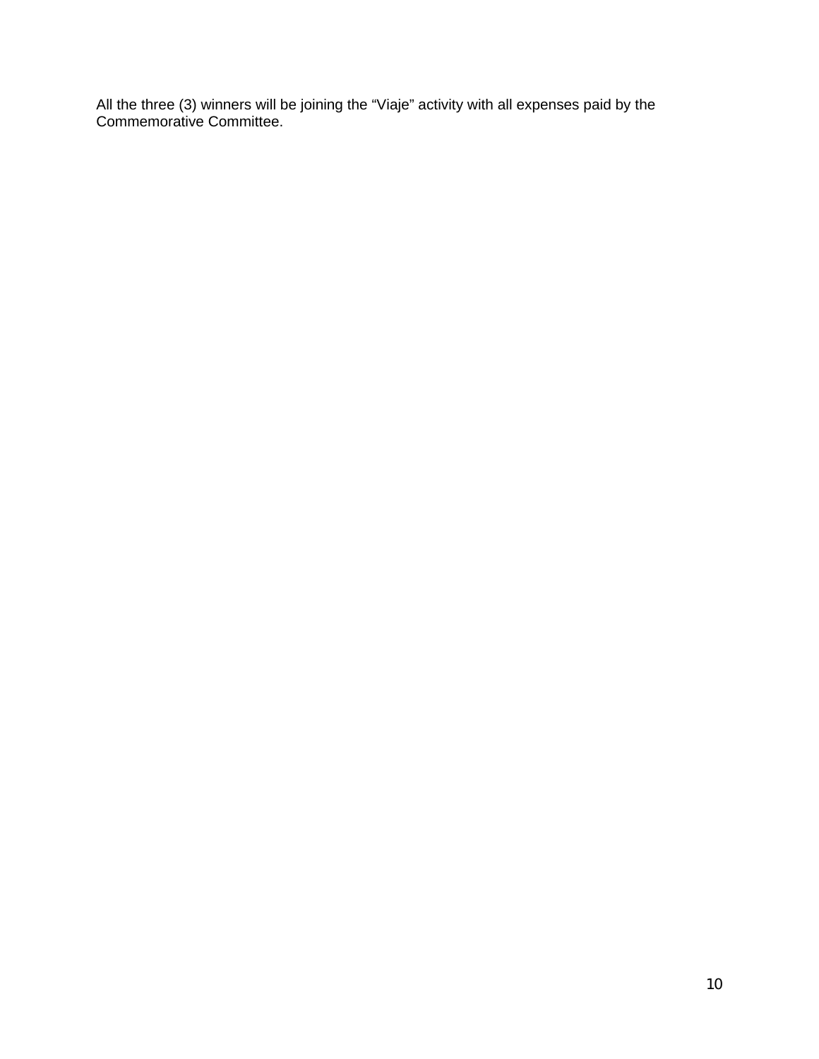All the three (3) winners will be joining the “Viaje” activity with all expenses paid by the Commemorative Committee.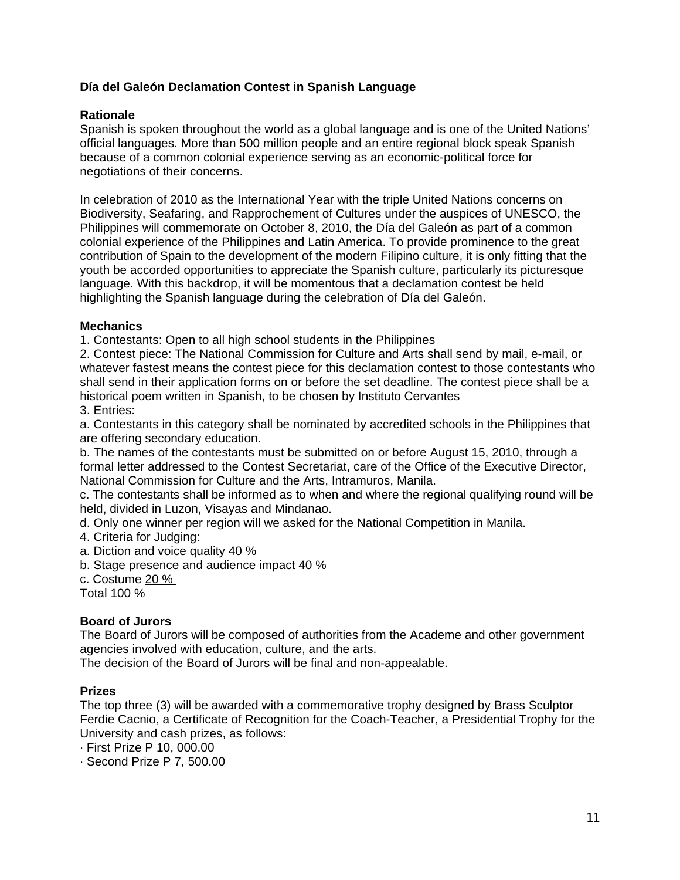**Día del Galeón Declamation Contest in Spanish Language**

**Rationale**

Spanish is spoken throughout the world as a global language and is one of the United Nations' official languages. More than 500 million people and an entire regional block speak Spanish because of a common colonial experience serving as an economic-political force for negotiations of their concerns.

In celebration of 2010 as the International Year with the triple United Nations concerns on Biodiversity, Seafaring, and Rapprochement of Cultures under the auspices of UNESCO, the Philippines will commemorate on October 8, 2010, the Día del Galeón as part of a common colonial experience of the Philippines and Latin America. To provide prominence to the great contribution of Spain to the development of the modern Filipino culture, it is only fitting that the youth be accorded opportunities to appreciate the Spanish culture, particularly its picturesque language. With this backdrop, it will be momentous that a declamation contest be held highlighting the Spanish language during the celebration of Día del Galeón.

**Mechanics**

1. Contestants: Open to all high school students in the Philippines
2. Contest piece: The National Commission for Culture and Arts shall send by mail, e-mail, or whatever fastest means the contest piece for this declamation contest to those contestants who shall send in their application forms on or before the set deadline. The contest piece shall be a historical poem written in Spanish, to be chosen by Instituto Cervantes
3. Entries:

a. Contestants in this category shall be nominated by accredited schools in the Philippines that are offering secondary education.

b. The names of the contestants must be submitted on or before August 15, 2010, through a formal letter addressed to the Contest Secretariat, care of the Office of the Executive Director, National Commission for Culture and the Arts, Intramuros, Manila.

c. The contestants shall be informed as to when and where the regional qualifying round will be held, divided in Luzon, Visayas and Mindanao.

d. Only one winner per region will we asked for the National Competition in Manila.

4. Criteria for Judging:

a. Diction and voice quality 40 %

b. Stage presence and audience impact 40 %

c. Costume 20 %

Total 100 %

**Board of Jurors**

The Board of Jurors will be composed of authorities from the Academe and other government agencies involved with education, culture, and the arts.

The decision of the Board of Jurors will be final and non-appealable.

**Prizes**

The top three (3) will be awarded with a commemorative trophy designed by Brass Sculptor Ferdie Cacnio, a Certificate of Recognition for the Coach-Teacher, a Presidential Trophy for the University and cash prizes, as follows:

· First Prize P 10, 000.00

· Second Prize P 7, 500.00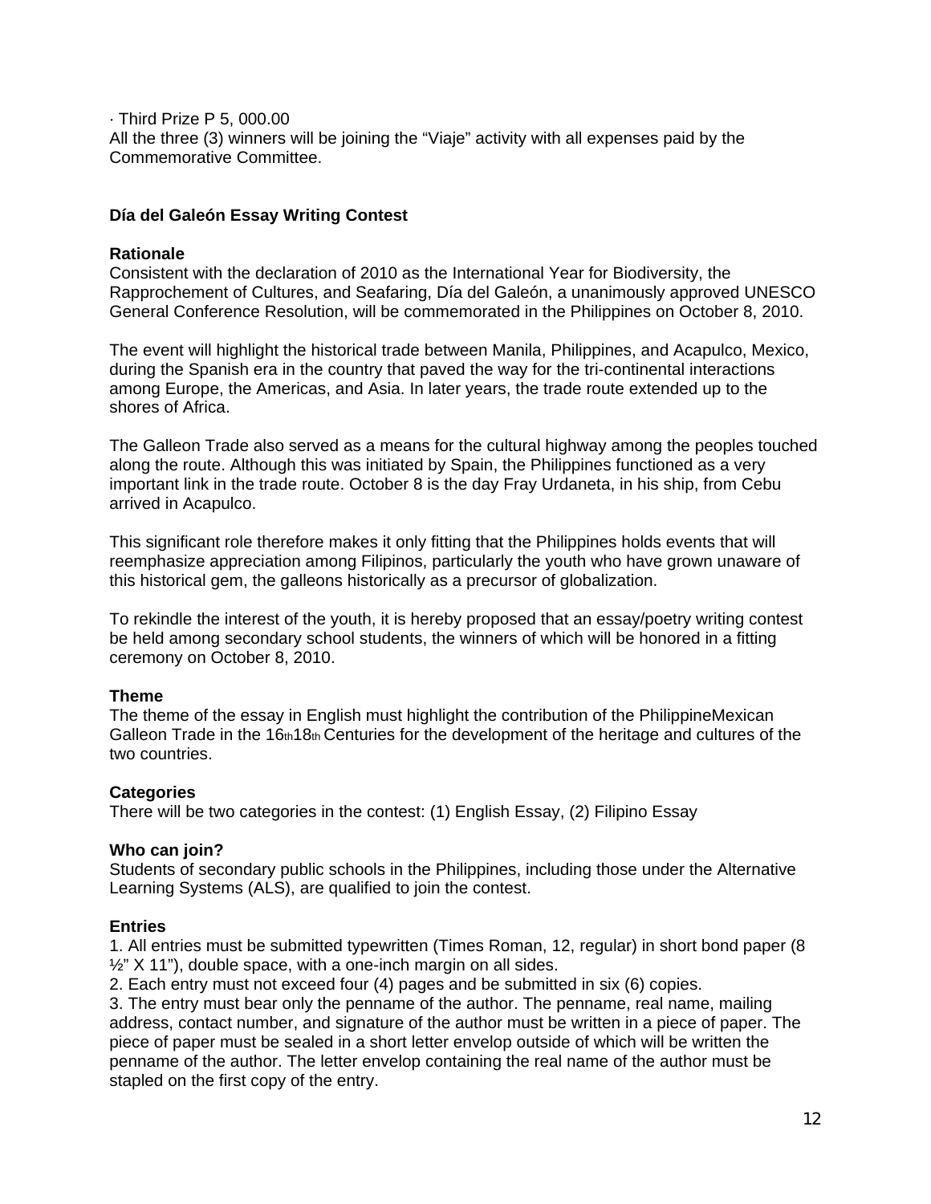· Third Prize P 5, 000.00
All the three (3) winners will be joining the "Viaje" activity with all expenses paid by the Commemorative Committee.

## Día del Galeón Essay Writing Contest

### Rationale

Consistent with the declaration of 2010 as the International Year for Biodiversity, the Rapprochement of Cultures, and Seafaring, Día del Galeón, a unanimously approved UNESCO General Conference Resolution, will be commemorated in the Philippines on October 8, 2010.

The event will highlight the historical trade between Manila, Philippines, and Acapulco, Mexico, during the Spanish era in the country that paved the way for the tri-continental interactions among Europe, the Americas, and Asia. In later years, the trade route extended up to the shores of Africa.

The Galleon Trade also served as a means for the cultural highway among the peoples touched along the route. Although this was initiated by Spain, the Philippines functioned as a very important link in the trade route. October 8 is the day Fray Urdaneta, in his ship, from Cebu arrived in Acapulco.

This significant role therefore makes it only fitting that the Philippines holds events that will reemphasize appreciation among Filipinos, particularly the youth who have grown unaware of this historical gem, the galleons historically as a precursor of globalization.

To rekindle the interest of the youth, it is hereby proposed that an essay/poetry writing contest be held among secondary school students, the winners of which will be honored in a fitting ceremony on October 8, 2010.

### Theme

The theme of the essay in English must highlight the contribution of the PhilippineMexican Galleon Trade in the 16th18th Centuries for the development of the heritage and cultures of the two countries.

### Categories

There will be two categories in the contest: (1) English Essay, (2) Filipino Essay

### Who can join?

Students of secondary public schools in the Philippines, including those under the Alternative Learning Systems (ALS), are qualified to join the contest.

### Entries

1. All entries must be submitted typewritten (Times Roman, 12, regular) in short bond paper (8 ½" X 11"), double space, with a one-inch margin on all sides.
2. Each entry must not exceed four (4) pages and be submitted in six (6) copies.
3. The entry must bear only the penname of the author. The penname, real name, mailing address, contact number, and signature of the author must be written in a piece of paper. The piece of paper must be sealed in a short letter envelop outside of which will be written the penname of the author. The letter envelop containing the real name of the author must be stapled on the first copy of the entry.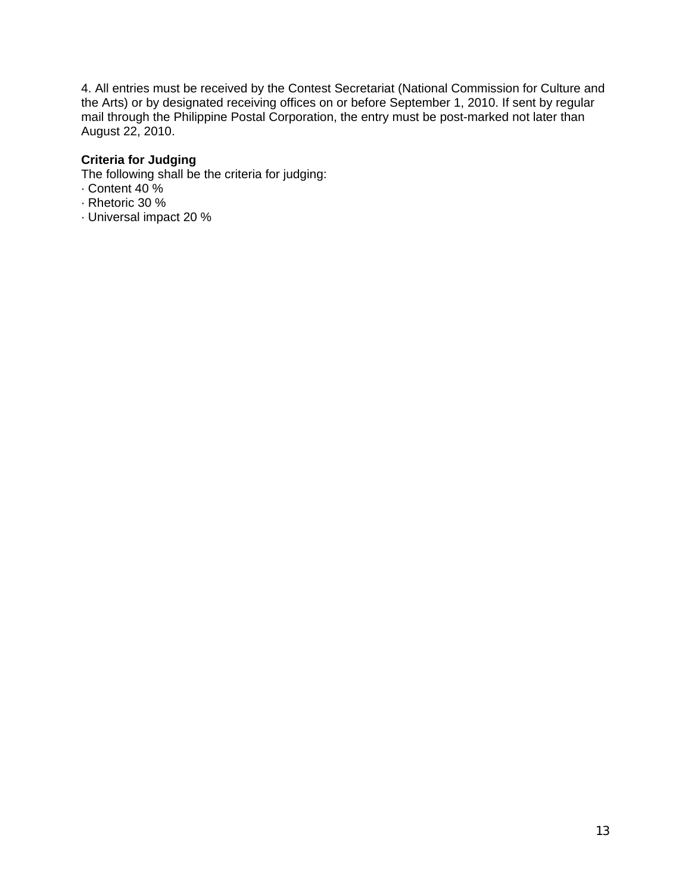4. All entries must be received by the Contest Secretariat (National Commission for Culture and the Arts) or by designated receiving offices on or before September 1, 2010. If sent by regular mail through the Philippine Postal Corporation, the entry must be post-marked not later than August 22, 2010.

**Criteria for Judging**

The following shall be the criteria for judging:

· Content 40 %
· Rhetoric 30 %
· Universal impact 20 %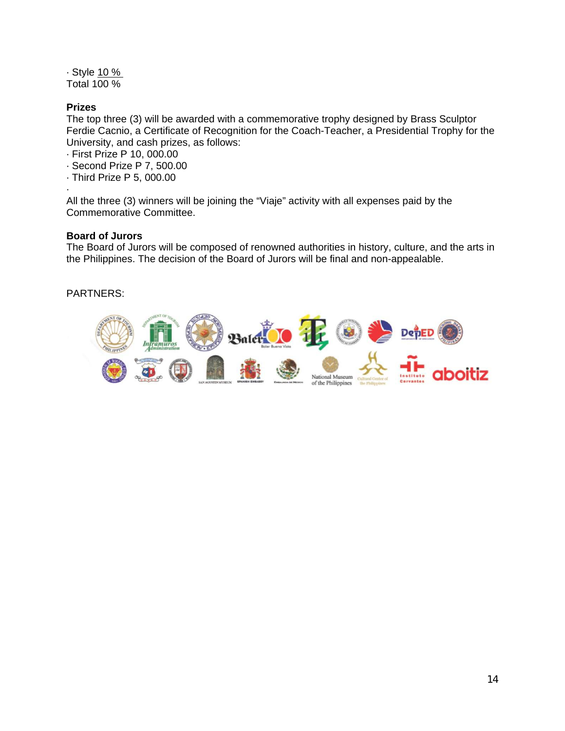· Style 10 %
Total 100 %

**Prizes**
The top three (3) will be awarded with a commemorative trophy designed by Brass Sculptor Ferdie Cacnio, a Certificate of Recognition for the Coach-Teacher, a Presidential Trophy for the University, and cash prizes, as follows:

- First Prize P 10, 000.00
- Second Prize P 7, 500.00
- Third Prize P 5, 000.00

All the three (3) winners will be joining the "Viaje" activity with all expenses paid by the Commemorative Committee.

**Board of Jurors**
The Board of Jurors will be composed of renowned authorities in history, culture, and the arts in the Philippines. The decision of the Board of Jurors will be final and non-appealable.

PARTNERS: